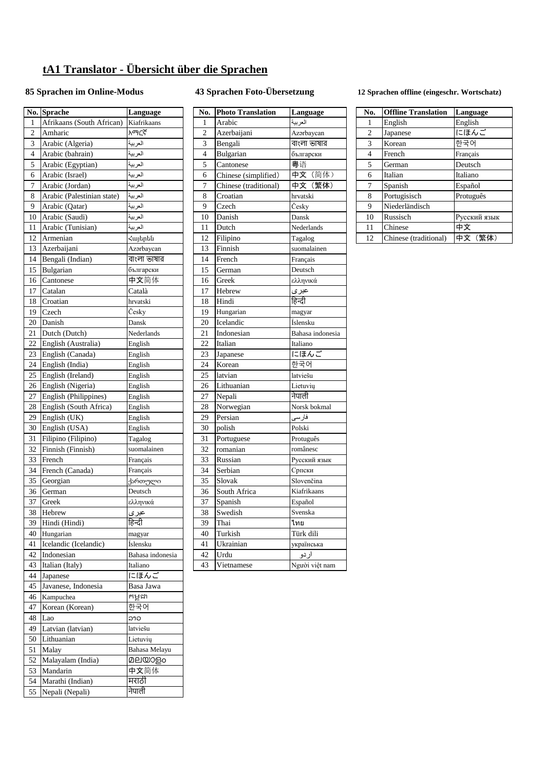# tA1 Translator - Übersicht über die Sprachen

### 85 Sprachen im Online-Modus

| No. | Sprache | Language |
|---|---|---|
| 1 | Afrikaans (South African) | Kiafrikaans |
| 2 | Amharic | አማርኛ |
| 3 | Arabic (Algeria) | العربية |
| 4 | Arabic (bahrain) | العربية |
| 5 | Arabic (Egyptian) | العربية |
| 6 | Arabic (Israel) | العربية |
| 7 | Arabic (Jordan) | العربية |
| 8 | Arabic (Palestinian state) | العربية |
| 9 | Arabic (Qatar) | العربية |
| 10 | Arabic (Saudi) | العربية |
| 11 | Arabic (Tunisian) | العربية |
| 12 | Armenian | Հայերեն |
| 13 | Azerbaijani | Azərbaycan |
| 14 | Bengali (Indian) | বাংলা ভাষার |
| 15 | Bulgarian | български |
| 16 | Cantonese | 中文简体 |
| 17 | Catalan | Català |
| 18 | Croatian | hrvatski |
| 19 | Czech | Česky |
| 20 | Danish | Dansk |
| 21 | Dutch (Dutch) | Nederlands |
| 22 | English (Australia) | English |
| 23 | English (Canada) | English |
| 24 | English (India) | English |
| 25 | English (Ireland) | English |
| 26 | English (Nigeria) | English |
| 27 | English (Philippines) | English |
| 28 | English (South Africa) | English |
| 29 | English (UK) | English |
| 30 | English (USA) | English |
| 31 | Filipino (Filipino) | Tagalog |
| 32 | Finnish (Finnish) | suomalainen |
| 33 | French | Français |
| 34 | French (Canada) | Français |
| 35 | Georgian | ქართული |
| 36 | German | Deutsch |
| 37 | Greek | ελληνικά |
| 38 | Hebrew | עברי |
| 39 | Hindi (Hindi) | हिन्दी |
| 40 | Hungarian | magyar |
| 41 | Icelandic (Icelandic) | Íslensku |
| 42 | Indonesian | Bahasa indonesia |
| 43 | Italian (Italy) | Italiano |
| 44 | Japanese | にほんご |
| 45 | Javanese, Indonesia | Basa Jawa |
| 46 | Kampuchea | កម្ពុជា |
| 47 | Korean (Korean) | 한국어 |
| 48 | Lao | ລາວ |
| 49 | Latvian (latvian) | latviešu |
| 50 | Lithuanian | Lietuvių |
| 51 | Malay | Bahasa Melayu |
| 52 | Malayalam (India) | മലയാളം |
| 53 | Mandarin | 中文简体 |
| 54 | Marathi (Indian) | मराठी |
| 55 | Nepali (Nepali) | नेपाली |

### 43 Sprachen Foto-Übersetzung

| No. | Photo Translation | Language |
|---|---|---|
| 1 | Arabic | العربية |
| 2 | Azerbaijani | Azərbaycan |
| 3 | Bengali | বাংলা ভাষার |
| 4 | Bulgarian | български |
| 5 | Cantonese | 粤语 |
| 6 | Chinese (simplified) | 中文（简体） |
| 7 | Chinese (traditional) | 中文（繁体） |
| 8 | Croatian | hrvatski |
| 9 | Czech | Česky |
| 10 | Danish | Dansk |
| 11 | Dutch | Nederlands |
| 12 | Filipino | Tagalog |
| 13 | Finnish | suomalainen |
| 14 | French | Français |
| 15 | German | Deutsch |
| 16 | Greek | ελληνικά |
| 17 | Hebrew | עברי |
| 18 | Hindi | हिन्दी |
| 19 | Hungarian | magyar |
| 20 | Icelandic | Íslensku |
| 21 | Indonesian | Bahasa indonesia |
| 22 | Italian | Italiano |
| 23 | Japanese | にほんご |
| 24 | Korean | 한국어 |
| 25 | latvian | latviešu |
| 26 | Lithuanian | Lietuvių |
| 27 | Nepali | नेपाली |
| 28 | Norwegian | Norsk bokmal |
| 29 | Persian | فارسی |
| 30 | polish | Polski |
| 31 | Portuguese | Protuguês |
| 32 | romanian | românesc |
| 33 | Russian | Русский язык |
| 34 | Serbian | Српски |
| 35 | Slovak | Slovenčina |
| 36 | South Africa | Kiafrikaans |
| 37 | Spanish | Español |
| 38 | Swedish | Svenska |
| 39 | Thai | ไทย |
| 40 | Turkish | Türk dili |
| 41 | Ukrainian | українська |
| 42 | Urdu | اردو |
| 43 | Vietnamese | Người việt nam |

### 12 Sprachen offline (eingeschr. Wortschatz)

| No. | Offline Translation | Language |
|---|---|---|
| 1 | English | English |
| 2 | Japanese | にほんご |
| 3 | Korean | 한국어 |
| 4 | French | Français |
| 5 | German | Deutsch |
| 6 | Italian | Italiano |
| 7 | Spanish | Español |
| 8 | Portugisisch | Protuguês |
| 9 | Niederländisch | |
| 10 | Russisch | Русский язык |
| 11 | Chinese | 中文 |
| 12 | Chinese (traditional) | 中文（繁体） |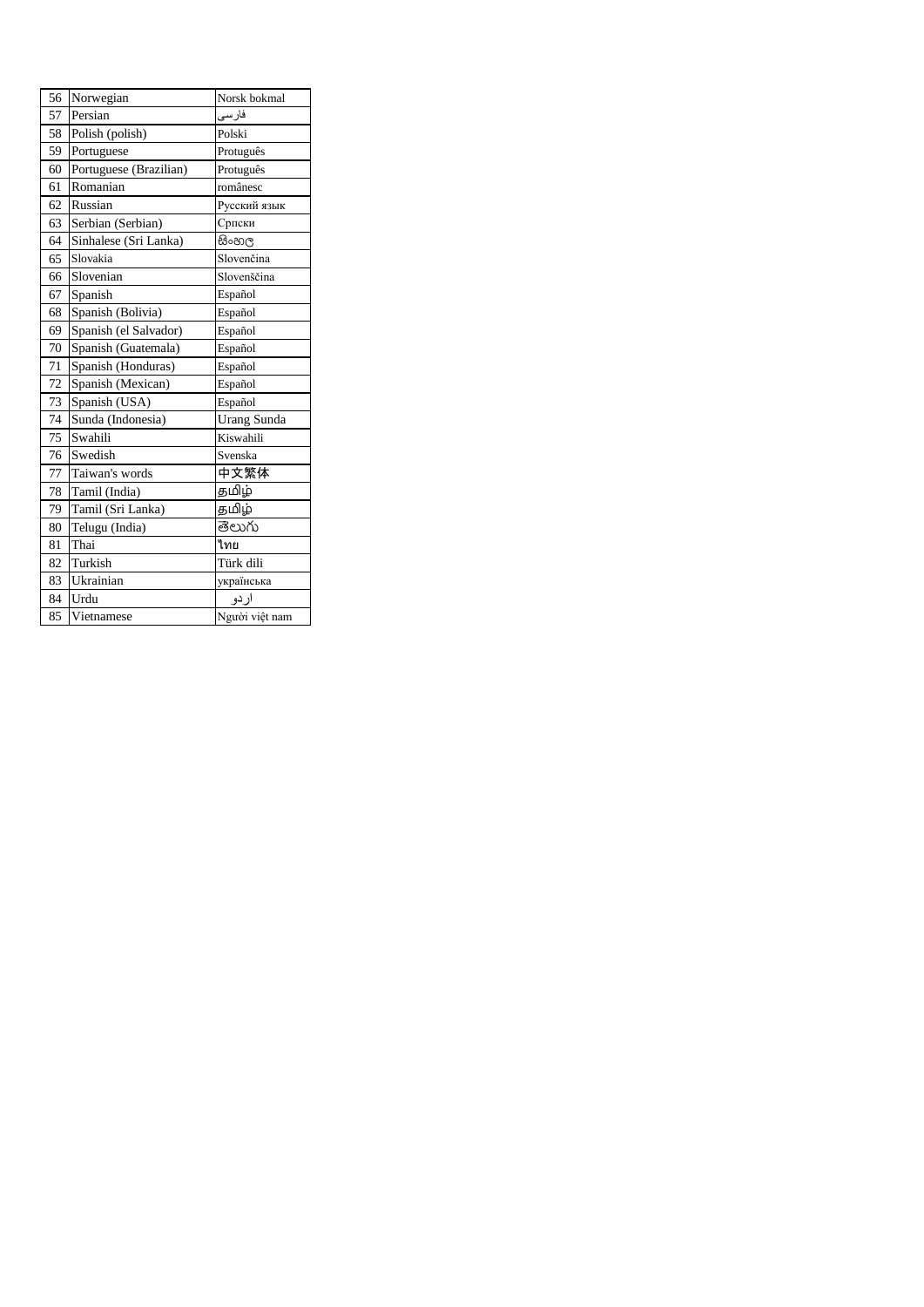| | | |
|---|---|---|
| 56 | Norwegian | Norsk bokmal |
| 57 | Persian | فارسی |
| 58 | Polish (polish) | Polski |
| 59 | Portuguese | Protuguês |
| 60 | Portuguese (Brazilian) | Protuguês |
| 61 | Romanian | românesc |
| 62 | Russian | Русский язык |
| 63 | Serbian (Serbian) | Српски |
| 64 | Sinhalese (Sri Lanka) | සිංහල |
| 65 | Slovakia | Slovenčina |
| 66 | Slovenian | Slovenščina |
| 67 | Spanish | Español |
| 68 | Spanish (Bolivia) | Español |
| 69 | Spanish (el Salvador) | Español |
| 70 | Spanish (Guatemala) | Español |
| 71 | Spanish (Honduras) | Español |
| 72 | Spanish (Mexican) | Español |
| 73 | Spanish (USA) | Español |
| 74 | Sunda (Indonesia) | Urang Sunda |
| 75 | Swahili | Kiswahili |
| 76 | Swedish | Svenska |
| 77 | Taiwan's words | 中文繁体 |
| 78 | Tamil (India) | தமிழ் |
| 79 | Tamil (Sri Lanka) | தமிழ் |
| 80 | Telugu (India) | తెలుగు |
| 81 | Thai | ไทย |
| 82 | Turkish | Türk dili |
| 83 | Ukrainian | українська |
| 84 | Urdu | اردو |
| 85 | Vietnamese | Người việt nam |